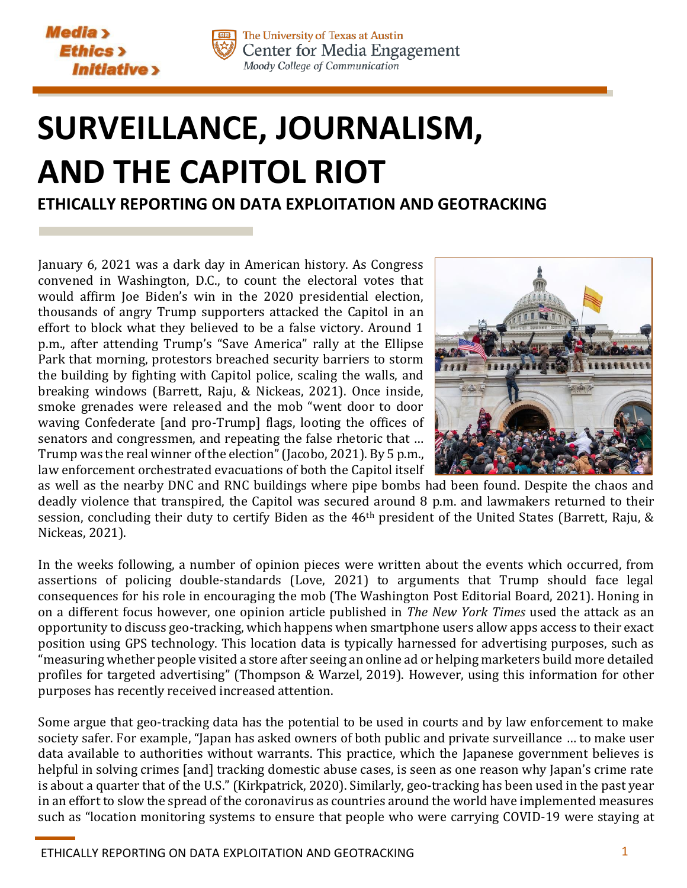# SURVEILLANCE, JOURNALISM, AND THE CAPITOL RIOT

## ETHICALLY REPORTING ON DATA EXPLOITATION AND GEOTRACKING

January 6, 2021 was a dark day in American history. As Congress convened in Washington, D.C., to count the electoral votes that would affirm Joe Biden's win in the 2020 presidential election, thousands of angry Trump supporters attacked the Capitol in an effort to block what they believed to be a false victory. Around 1 p.m., after attending Trump's "Save America" rally at the Ellipse Park that morning, protestors breached security barriers to storm the building by fighting with Capitol police, scaling the walls, and breaking windows (Barrett, Raju, & Nickeas, 2021). Once inside, smoke grenades were released and the mob "went door to door waving Confederate [and pro-Trump] flags, looting the offices of senators and congressmen, and repeating the false rhetoric that … Trump was the real winner of the election" (Jacobo, 2021). By 5 p.m., law enforcement orchestrated evacuations of both the Capitol itself as well as the nearby DNC and RNC buildings where pipe bombs had been found. Despite the chaos and deadly violence that transpired, the Capitol was secured around 8 p.m. and lawmakers returned to their session, concluding their duty to certify Biden as the 46th president of the United States (Barrett, Raju, & Nickeas, 2021).

In the weeks following, a number of opinion pieces were written about the events which occurred, from assertions of policing double-standards (Love, 2021) to arguments that Trump should face legal consequences for his role in encouraging the mob (The Washington Post Editorial Board, 2021). Honing in on a different focus however, one opinion article published in *The New York Times* used the attack as an opportunity to discuss geo-tracking, which happens when smartphone users allow apps access to their exact position using GPS technology. This location data is typically harnessed for advertising purposes, such as "measuring whether people visited a store after seeing an online ad or helping marketers build more detailed profiles for targeted advertising" (Thompson & Warzel, 2019). However, using this information for other purposes has recently received increased attention.

Some argue that geo-tracking data has the potential to be used in courts and by law enforcement to make society safer. For example, "Japan has asked owners of both public and private surveillance … to make user data available to authorities without warrants. This practice, which the Japanese government believes is helpful in solving crimes [and] tracking domestic abuse cases, is seen as one reason why Japan's crime rate is about a quarter that of the U.S." (Kirkpatrick, 2020). Similarly, geo-tracking has been used in the past year in an effort to slow the spread of the coronavirus as countries around the world have implemented measures such as "location monitoring systems to ensure that people who were carrying COVID-19 were staying at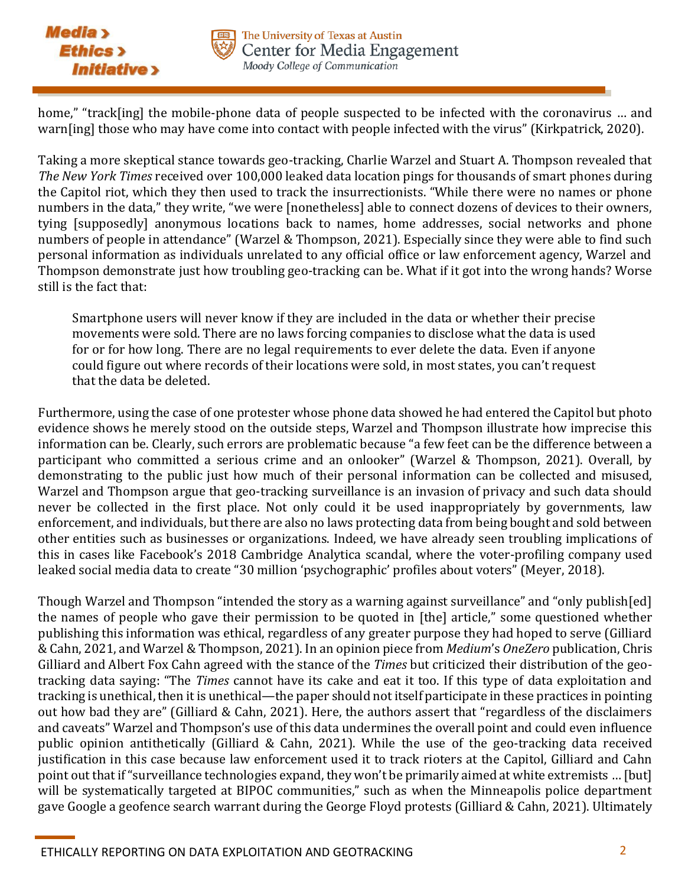home," "track[ing] the mobile-phone data of people suspected to be infected with the coronavirus … and warn[ing] those who may have come into contact with people infected with the virus" (Kirkpatrick, 2020).

Taking a more skeptical stance towards geo-tracking, Charlie Warzel and Stuart A. Thompson revealed that *The New York Times* received over 100,000 leaked data location pings for thousands of smart phones during the Capitol riot, which they then used to track the insurrectionists. "While there were no names or phone numbers in the data," they write, "we were [nonetheless] able to connect dozens of devices to their owners, tying [supposedly] anonymous locations back to names, home addresses, social networks and phone numbers of people in attendance" (Warzel & Thompson, 2021). Especially since they were able to find such personal information as individuals unrelated to any official office or law enforcement agency, Warzel and Thompson demonstrate just how troubling geo-tracking can be. What if it got into the wrong hands? Worse still is the fact that:

> Smartphone users will never know if they are included in the data or whether their precise movements were sold. There are no laws forcing companies to disclose what the data is used for or for how long. There are no legal requirements to ever delete the data. Even if anyone could figure out where records of their locations were sold, in most states, you can't request that the data be deleted.

Furthermore, using the case of one protester whose phone data showed he had entered the Capitol but photo evidence shows he merely stood on the outside steps, Warzel and Thompson illustrate how imprecise this information can be. Clearly, such errors are problematic because "a few feet can be the difference between a participant who committed a serious crime and an onlooker" (Warzel & Thompson, 2021). Overall, by demonstrating to the public just how much of their personal information can be collected and misused, Warzel and Thompson argue that geo-tracking surveillance is an invasion of privacy and such data should never be collected in the first place. Not only could it be used inappropriately by governments, law enforcement, and individuals, but there are also no laws protecting data from being bought and sold between other entities such as businesses or organizations. Indeed, we have already seen troubling implications of this in cases like Facebook's 2018 Cambridge Analytica scandal, where the voter-profiling company used leaked social media data to create "30 million 'psychographic' profiles about voters" (Meyer, 2018).

Though Warzel and Thompson "intended the story as a warning against surveillance" and "only publish[ed] the names of people who gave their permission to be quoted in [the] article," some questioned whether publishing this information was ethical, regardless of any greater purpose they had hoped to serve (Gilliard & Cahn, 2021, and Warzel & Thompson, 2021). In an opinion piece from *Medium*'s *OneZero* publication, Chris Gilliard and Albert Fox Cahn agreed with the stance of the *Times* but criticized their distribution of the geo-tracking data saying: "The *Times* cannot have its cake and eat it too. If this type of data exploitation and tracking is unethical, then it is unethical—the paper should not itself participate in these practices in pointing out how bad they are" (Gilliard & Cahn, 2021). Here, the authors assert that "regardless of the disclaimers and caveats" Warzel and Thompson's use of this data undermines the overall point and could even influence public opinion antithetically (Gilliard & Cahn, 2021). While the use of the geo-tracking data received justification in this case because law enforcement used it to track rioters at the Capitol, Gilliard and Cahn point out that if "surveillance technologies expand, they won't be primarily aimed at white extremists … [but] will be systematically targeted at BIPOC communities," such as when the Minneapolis police department gave Google a geofence search warrant during the George Floyd protests (Gilliard & Cahn, 2021). Ultimately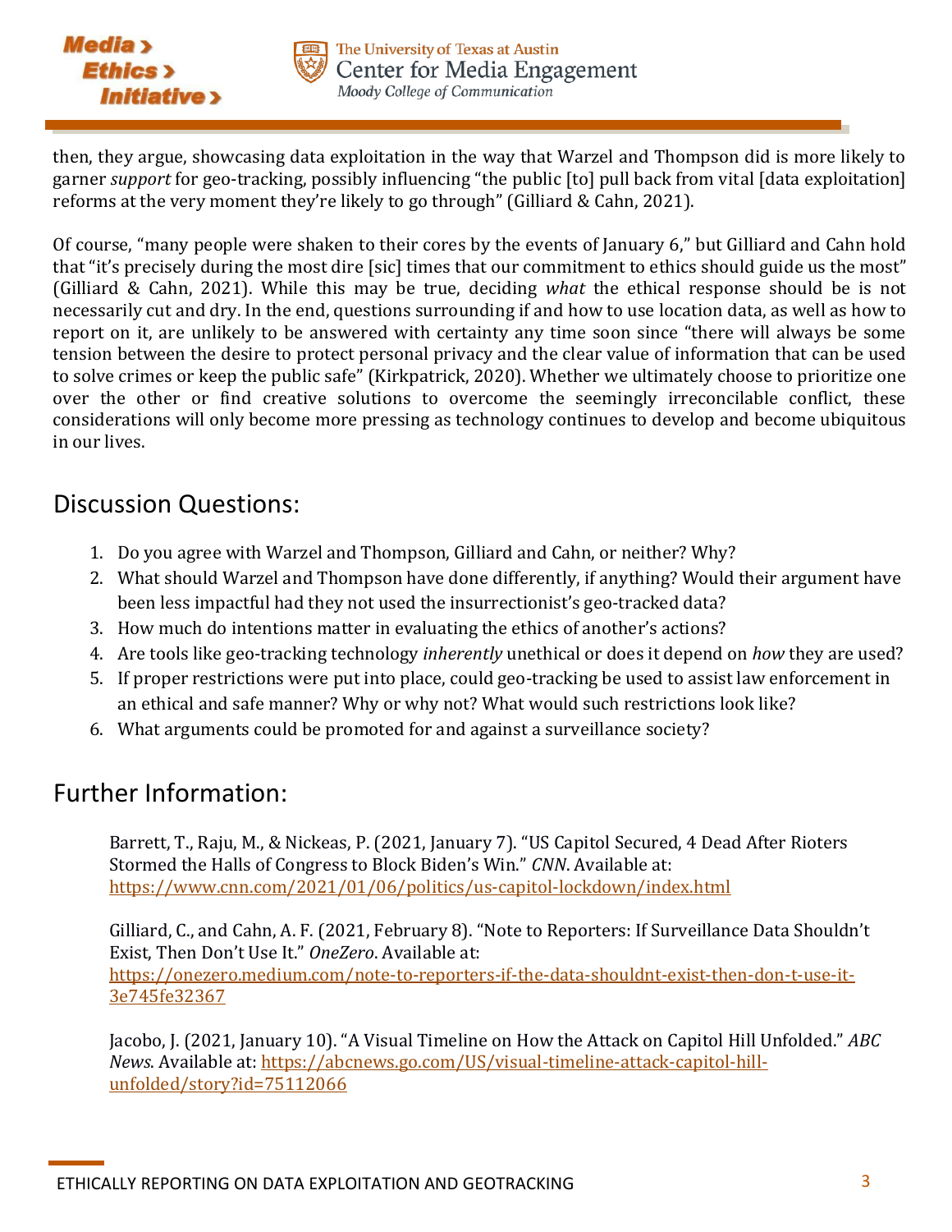then, they argue, showcasing data exploitation in the way that Warzel and Thompson did is more likely to garner *support* for geo-tracking, possibly influencing "the public [to] pull back from vital [data exploitation] reforms at the very moment they're likely to go through" (Gilliard & Cahn, 2021).

Of course, "many people were shaken to their cores by the events of January 6," but Gilliard and Cahn hold that "it's precisely during the most dire [sic] times that our commitment to ethics should guide us the most" (Gilliard & Cahn, 2021). While this may be true, deciding *what* the ethical response should be is not necessarily cut and dry. In the end, questions surrounding if and how to use location data, as well as how to report on it, are unlikely to be answered with certainty any time soon since "there will always be some tension between the desire to protect personal privacy and the clear value of information that can be used to solve crimes or keep the public safe" (Kirkpatrick, 2020). Whether we ultimately choose to prioritize one over the other or find creative solutions to overcome the seemingly irreconcilable conflict, these considerations will only become more pressing as technology continues to develop and become ubiquitous in our lives.

## Discussion Questions:

1. Do you agree with Warzel and Thompson, Gilliard and Cahn, or neither? Why?
2. What should Warzel and Thompson have done differently, if anything? Would their argument have been less impactful had they not used the insurrectionist's geo-tracked data?
3. How much do intentions matter in evaluating the ethics of another's actions?
4. Are tools like geo-tracking technology *inherently* unethical or does it depend on *how* they are used?
5. If proper restrictions were put into place, could geo-tracking be used to assist law enforcement in an ethical and safe manner? Why or why not? What would such restrictions look like?
6. What arguments could be promoted for and against a surveillance society?

## Further Information:

Barrett, T., Raju, M., & Nickeas, P. (2021, January 7). "US Capitol Secured, 4 Dead After Rioters Stormed the Halls of Congress to Block Biden's Win." *CNN*. Available at: https://www.cnn.com/2021/01/06/politics/us-capitol-lockdown/index.html

Gilliard, C., and Cahn, A. F. (2021, February 8). "Note to Reporters: If Surveillance Data Shouldn't Exist, Then Don't Use It." *OneZero*. Available at: https://onezero.medium.com/note-to-reporters-if-the-data-shouldnt-exist-then-don-t-use-it-3e745fe32367

Jacobo, J. (2021, January 10). "A Visual Timeline on How the Attack on Capitol Hill Unfolded." *ABC News*. Available at: https://abcnews.go.com/US/visual-timeline-attack-capitol-hill-unfolded/story?id=75112066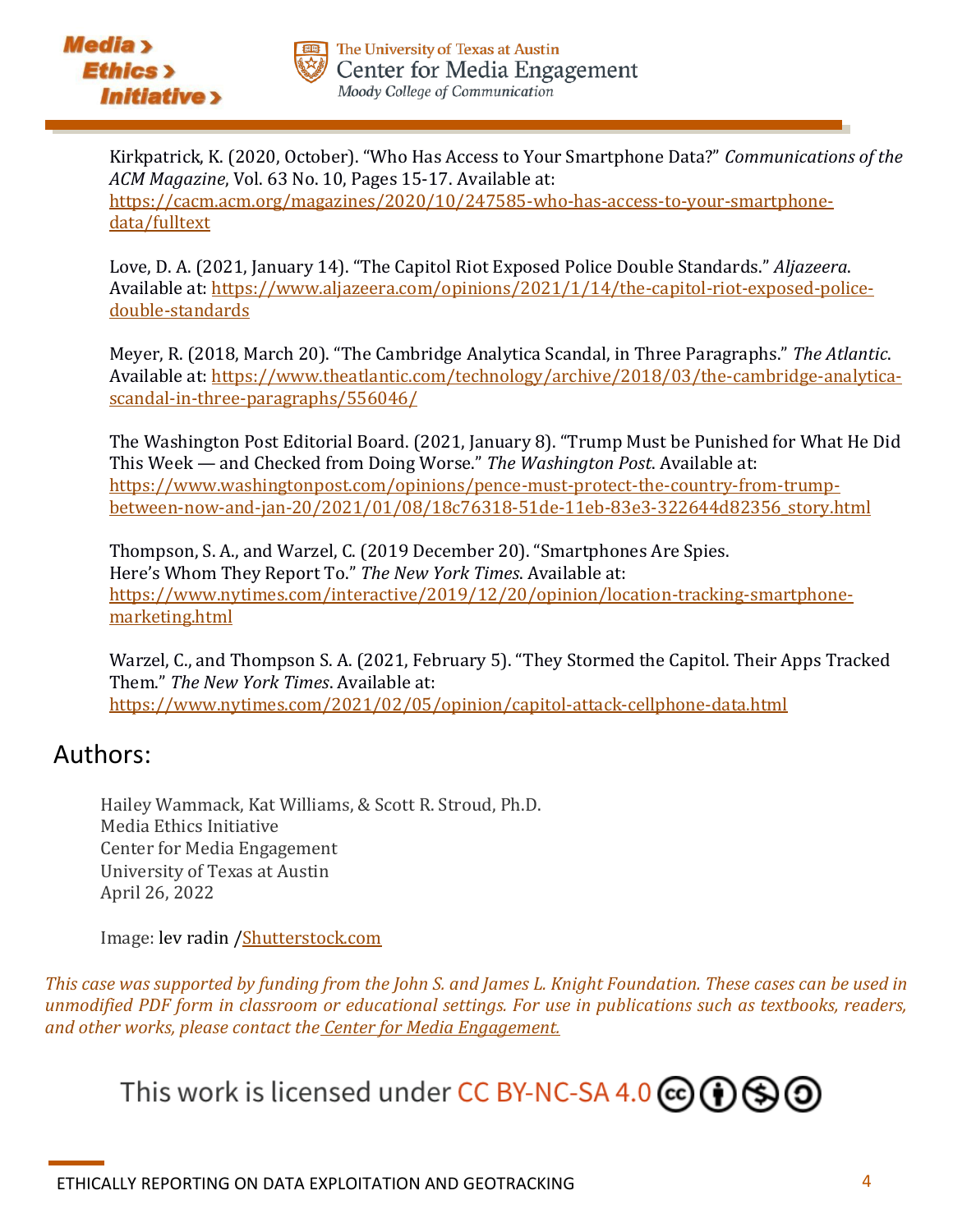Kirkpatrick, K. (2020, October). "Who Has Access to Your Smartphone Data?" *Communications of the ACM Magazine*, Vol. 63 No. 10, Pages 15-17. Available at: https://cacm.acm.org/magazines/2020/10/247585-who-has-access-to-your-smartphone-data/fulltext

Love, D. A. (2021, January 14). "The Capitol Riot Exposed Police Double Standards." *Aljazeera*. Available at: https://www.aljazeera.com/opinions/2021/1/14/the-capitol-riot-exposed-police-double-standards

Meyer, R. (2018, March 20). "The Cambridge Analytica Scandal, in Three Paragraphs." *The Atlantic*. Available at: https://www.theatlantic.com/technology/archive/2018/03/the-cambridge-analytica-scandal-in-three-paragraphs/556046/

The Washington Post Editorial Board. (2021, January 8). "Trump Must be Punished for What He Did This Week — and Checked from Doing Worse." *The Washington Post*. Available at: https://www.washingtonpost.com/opinions/pence-must-protect-the-country-from-trump-between-now-and-jan-20/2021/01/08/18c76318-51de-11eb-83e3-322644d82356_story.html

Thompson, S. A., and Warzel, C. (2019 December 20). "Smartphones Are Spies. Here's Whom They Report To." *The New York Times*. Available at: https://www.nytimes.com/interactive/2019/12/20/opinion/location-tracking-smartphone-marketing.html

Warzel, C., and Thompson S. A. (2021, February 5). "They Stormed the Capitol. Their Apps Tracked Them." *The New York Times*. Available at: https://www.nytimes.com/2021/02/05/opinion/capitol-attack-cellphone-data.html

## Authors:

Hailey Wammack, Kat Williams, & Scott R. Stroud, Ph.D.
Media Ethics Initiative
Center for Media Engagement
University of Texas at Austin
April 26, 2022

Image: lev radin /Shutterstock.com

*This case was supported by funding from the John S. and James L. Knight Foundation. These cases can be used in unmodified PDF form in classroom or educational settings. For use in publications such as textbooks, readers, and other works, please contact the Center for Media Engagement.*

This work is licensed under CC BY-NC-SA 4.0